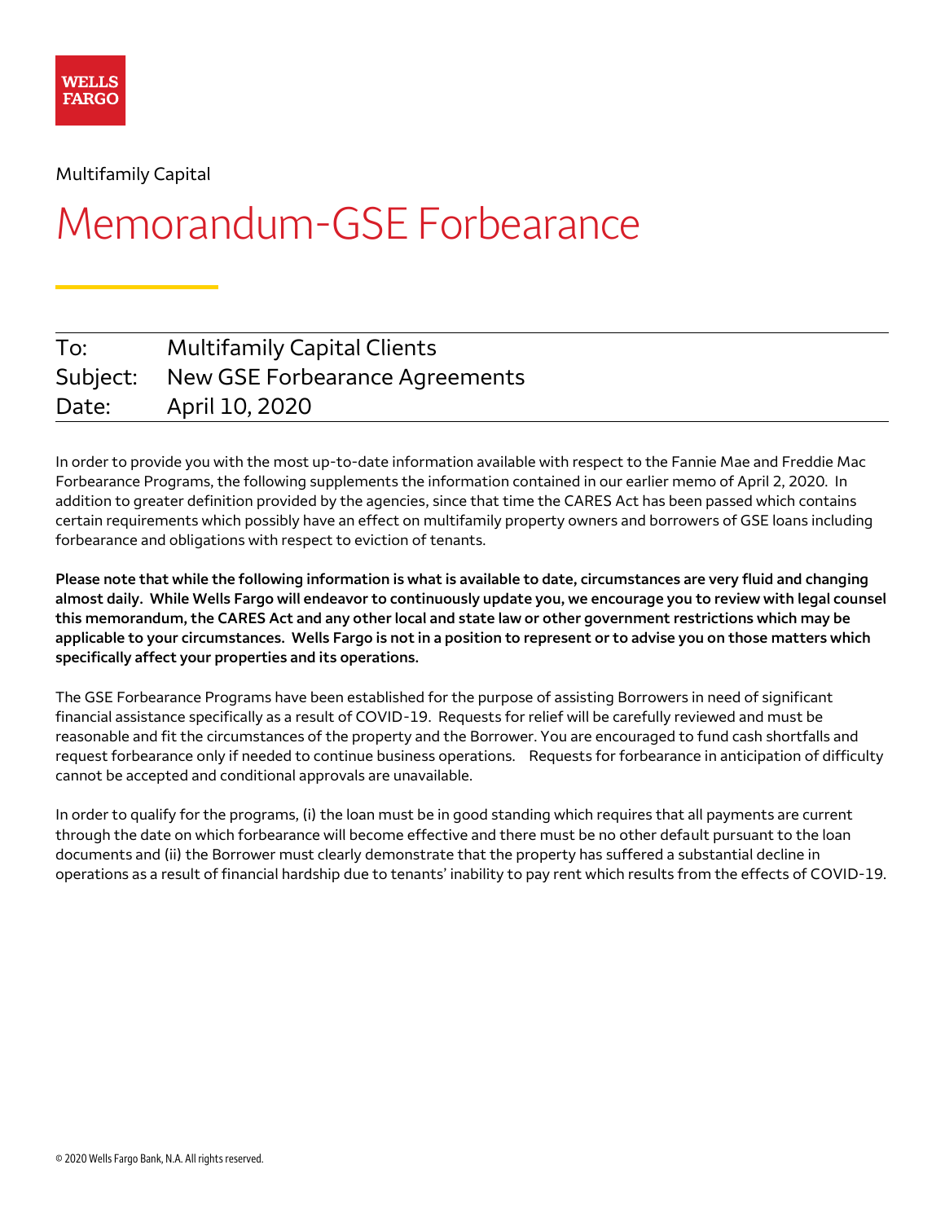WELLS FARGO

Multifamily Capital

# Memorandum-GSE Forbearance

| | |
|---|---|
| To: | Multifamily Capital Clients |
| Subject: | New GSE Forbearance Agreements |
| Date: | April 10, 2020 |

In order to provide you with the most up-to-date information available with respect to the Fannie Mae and Freddie Mac Forbearance Programs, the following supplements the information contained in our earlier memo of April 2, 2020. In addition to greater definition provided by the agencies, since that time the CARES Act has been passed which contains certain requirements which possibly have an effect on multifamily property owners and borrowers of GSE loans including forbearance and obligations with respect to eviction of tenants.

**Please note that while the following information is what is available to date, circumstances are very fluid and changing almost daily. While Wells Fargo will endeavor to continuously update you, we encourage you to review with legal counsel this memorandum, the CARES Act and any other local and state law or other government restrictions which may be applicable to your circumstances. Wells Fargo is not in a position to represent or to advise you on those matters which specifically affect your properties and its operations.**

The GSE Forbearance Programs have been established for the purpose of assisting Borrowers in need of significant financial assistance specifically as a result of COVID-19. Requests for relief will be carefully reviewed and must be reasonable and fit the circumstances of the property and the Borrower. You are encouraged to fund cash shortfalls and request forbearance only if needed to continue business operations. Requests for forbearance in anticipation of difficulty cannot be accepted and conditional approvals are unavailable.

In order to qualify for the programs, (i) the loan must be in good standing which requires that all payments are current through the date on which forbearance will become effective and there must be no other default pursuant to the loan documents and (ii) the Borrower must clearly demonstrate that the property has suffered a substantial decline in operations as a result of financial hardship due to tenants' inability to pay rent which results from the effects of COVID-19.

© 2020 Wells Fargo Bank, N.A. All rights reserved.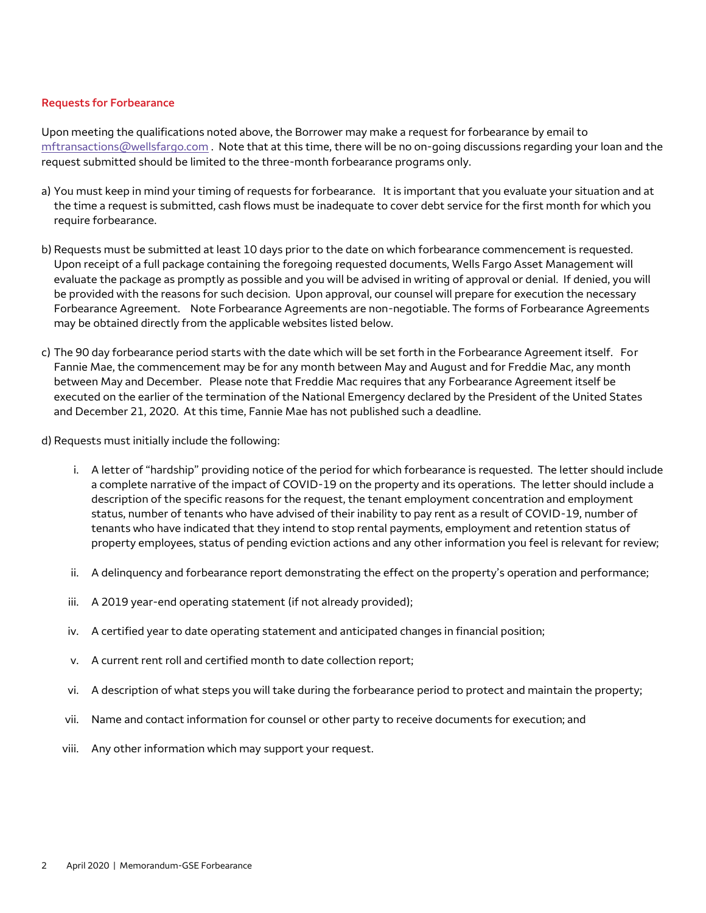## Requests for Forbearance

Upon meeting the qualifications noted above, the Borrower may make a request for forbearance by email to mftransactions@wellsfargo.com . Note that at this time, there will be no on-going discussions regarding your loan and the request submitted should be limited to the three-month forbearance programs only.

a) You must keep in mind your timing of requests for forbearance. It is important that you evaluate your situation and at the time a request is submitted, cash flows must be inadequate to cover debt service for the first month for which you require forbearance.

b) Requests must be submitted at least 10 days prior to the date on which forbearance commencement is requested. Upon receipt of a full package containing the foregoing requested documents, Wells Fargo Asset Management will evaluate the package as promptly as possible and you will be advised in writing of approval or denial. If denied, you will be provided with the reasons for such decision. Upon approval, our counsel will prepare for execution the necessary Forbearance Agreement. Note Forbearance Agreements are non-negotiable. The forms of Forbearance Agreements may be obtained directly from the applicable websites listed below.

c) The 90 day forbearance period starts with the date which will be set forth in the Forbearance Agreement itself. For Fannie Mae, the commencement may be for any month between May and August and for Freddie Mac, any month between May and December. Please note that Freddie Mac requires that any Forbearance Agreement itself be executed on the earlier of the termination of the National Emergency declared by the President of the United States and December 21, 2020. At this time, Fannie Mae has not published such a deadline.

d) Requests must initially include the following:

   i. A letter of "hardship" providing notice of the period for which forbearance is requested. The letter should include a complete narrative of the impact of COVID-19 on the property and its operations. The letter should include a description of the specific reasons for the request, the tenant employment concentration and employment status, number of tenants who have advised of their inability to pay rent as a result of COVID-19, number of tenants who have indicated that they intend to stop rental payments, employment and retention status of property employees, status of pending eviction actions and any other information you feel is relevant for review;

   ii. A delinquency and forbearance report demonstrating the effect on the property's operation and performance;

   iii. A 2019 year-end operating statement (if not already provided);

   iv. A certified year to date operating statement and anticipated changes in financial position;

   v. A current rent roll and certified month to date collection report;

   vi. A description of what steps you will take during the forbearance period to protect and maintain the property;

   vii. Name and contact information for counsel or other party to receive documents for execution; and

   viii. Any other information which may support your request.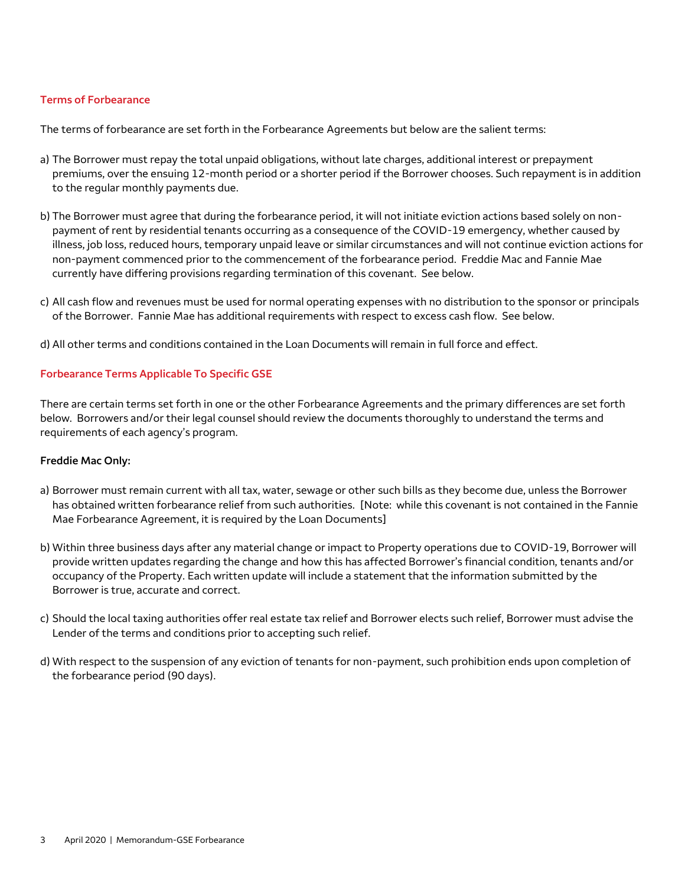## Terms of Forbearance

The terms of forbearance are set forth in the Forbearance Agreements but below are the salient terms:

a) The Borrower must repay the total unpaid obligations, without late charges, additional interest or prepayment premiums, over the ensuing 12-month period or a shorter period if the Borrower chooses. Such repayment is in addition to the regular monthly payments due.

b) The Borrower must agree that during the forbearance period, it will not initiate eviction actions based solely on non-payment of rent by residential tenants occurring as a consequence of the COVID-19 emergency, whether caused by illness, job loss, reduced hours, temporary unpaid leave or similar circumstances and will not continue eviction actions for non-payment commenced prior to the commencement of the forbearance period. Freddie Mac and Fannie Mae currently have differing provisions regarding termination of this covenant. See below.

c) All cash flow and revenues must be used for normal operating expenses with no distribution to the sponsor or principals of the Borrower. Fannie Mae has additional requirements with respect to excess cash flow. See below.

d) All other terms and conditions contained in the Loan Documents will remain in full force and effect.

## Forbearance Terms Applicable To Specific GSE

There are certain terms set forth in one or the other Forbearance Agreements and the primary differences are set forth below. Borrowers and/or their legal counsel should review the documents thoroughly to understand the terms and requirements of each agency's program.

**Freddie Mac Only:**

a) Borrower must remain current with all tax, water, sewage or other such bills as they become due, unless the Borrower has obtained written forbearance relief from such authorities. [Note: while this covenant is not contained in the Fannie Mae Forbearance Agreement, it is required by the Loan Documents]

b) Within three business days after any material change or impact to Property operations due to COVID-19, Borrower will provide written updates regarding the change and how this has affected Borrower's financial condition, tenants and/or occupancy of the Property. Each written update will include a statement that the information submitted by the Borrower is true, accurate and correct.

c) Should the local taxing authorities offer real estate tax relief and Borrower elects such relief, Borrower must advise the Lender of the terms and conditions prior to accepting such relief.

d) With respect to the suspension of any eviction of tenants for non-payment, such prohibition ends upon completion of the forbearance period (90 days).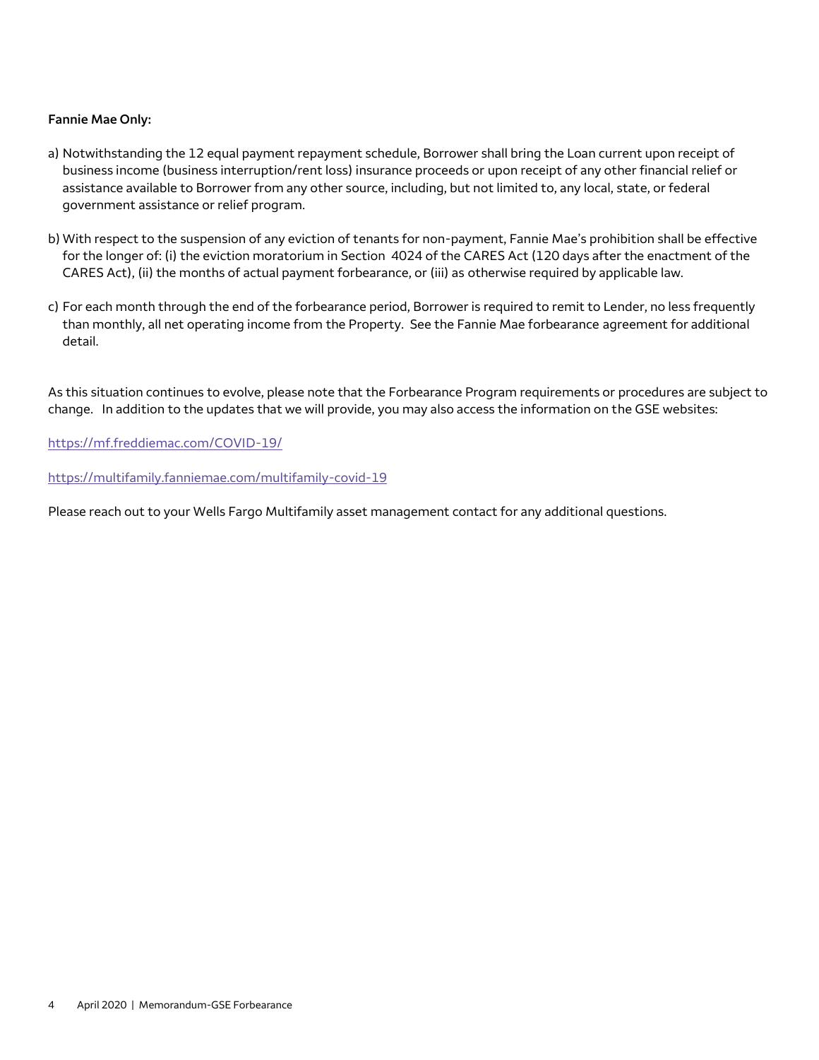**Fannie Mae Only:**

a) Notwithstanding the 12 equal payment repayment schedule, Borrower shall bring the Loan current upon receipt of business income (business interruption/rent loss) insurance proceeds or upon receipt of any other financial relief or assistance available to Borrower from any other source, including, but not limited to, any local, state, or federal government assistance or relief program.

b) With respect to the suspension of any eviction of tenants for non-payment, Fannie Mae's prohibition shall be effective for the longer of: (i) the eviction moratorium in Section 4024 of the CARES Act (120 days after the enactment of the CARES Act), (ii) the months of actual payment forbearance, or (iii) as otherwise required by applicable law.

c) For each month through the end of the forbearance period, Borrower is required to remit to Lender, no less frequently than monthly, all net operating income from the Property. See the Fannie Mae forbearance agreement for additional detail.

As this situation continues to evolve, please note that the Forbearance Program requirements or procedures are subject to change. In addition to the updates that we will provide, you may also access the information on the GSE websites:

https://mf.freddiemac.com/COVID-19/

https://multifamily.fanniemae.com/multifamily-covid-19

Please reach out to your Wells Fargo Multifamily asset management contact for any additional questions.